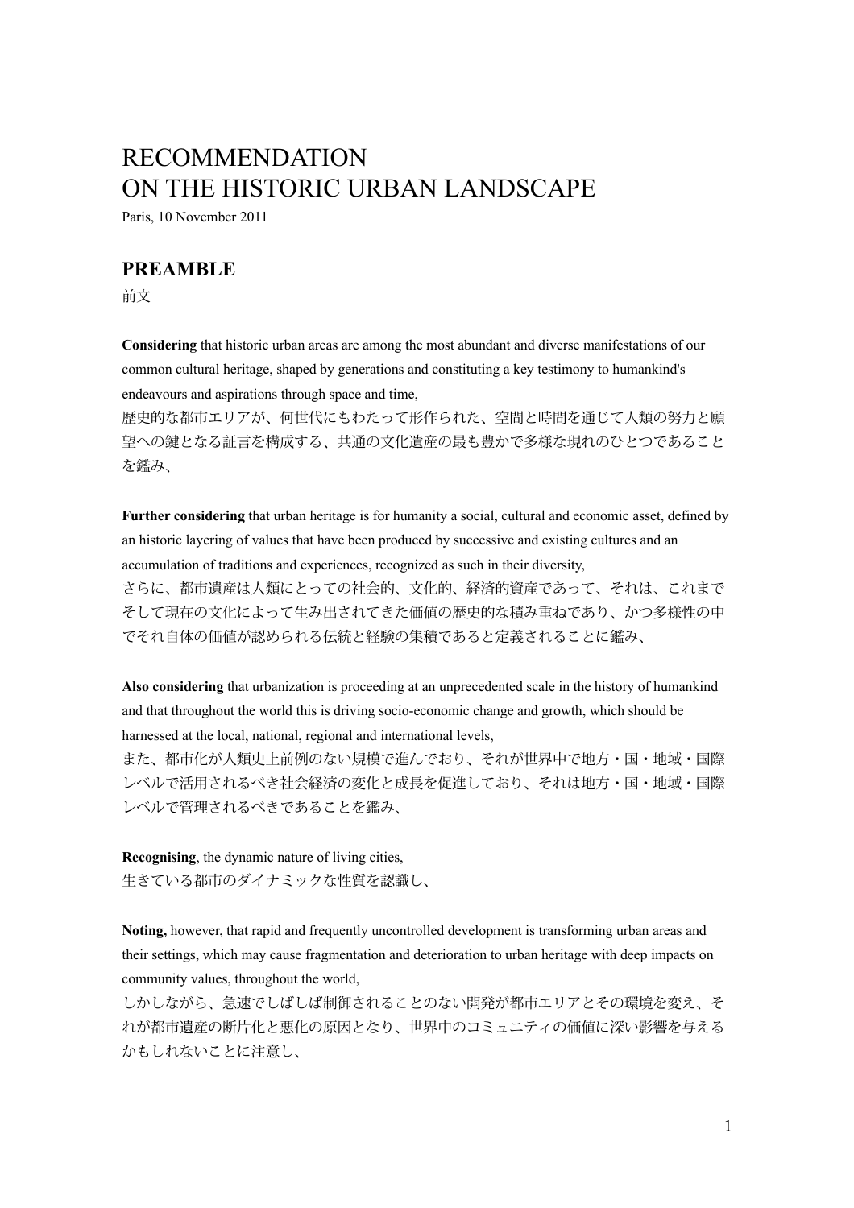# RECOMMENDATION
# ON THE HISTORIC URBAN LANDSCAPE

Paris, 10 November 2011

## PREAMBLE

前文

**Considering** that historic urban areas are among the most abundant and diverse manifestations of our common cultural heritage, shaped by generations and constituting a key testimony to humankind's endeavours and aspirations through space and time,

歴史的な都市エリアが、何世代にもわたって形作られた、空間と時間を通じて人類の努力と願望への鍵となる証言を構成する、共通の文化遺産の最も豊かで多様な現れのひとつであることを鑑み、

**Further considering** that urban heritage is for humanity a social, cultural and economic asset, defined by an historic layering of values that have been produced by successive and existing cultures and an accumulation of traditions and experiences, recognized as such in their diversity,

さらに、都市遺産は人類にとっての社会的、文化的、経済的資産であって、それは、これまでそして現在の文化によって生み出されてきた価値の歴史的な積み重ねであり、かつ多様性の中でそれ自体の価値が認められる伝統と経験の集積であると定義されることに鑑み、

**Also considering** that urbanization is proceeding at an unprecedented scale in the history of humankind and that throughout the world this is driving socio-economic change and growth, which should be harnessed at the local, national, regional and international levels,

また、都市化が人類史上前例のない規模で進んでおり、それが世界中で地方・国・地域・国際レベルで活用されるべき社会経済の変化と成長を促進しており、それは地方・国・地域・国際レベルで管理されるべきであることを鑑み、

**Recognising**, the dynamic nature of living cities,

生きている都市のダイナミックな性質を認識し、

**Noting,** however, that rapid and frequently uncontrolled development is transforming urban areas and their settings, which may cause fragmentation and deterioration to urban heritage with deep impacts on community values, throughout the world,

しかしながら、急速でしばしば制御されることのない開発が都市エリアとその環境を変え、それが都市遺産の断片化と悪化の原因となり、世界中のコミュニティの価値に深い影響を与えるかもしれないことに注意し、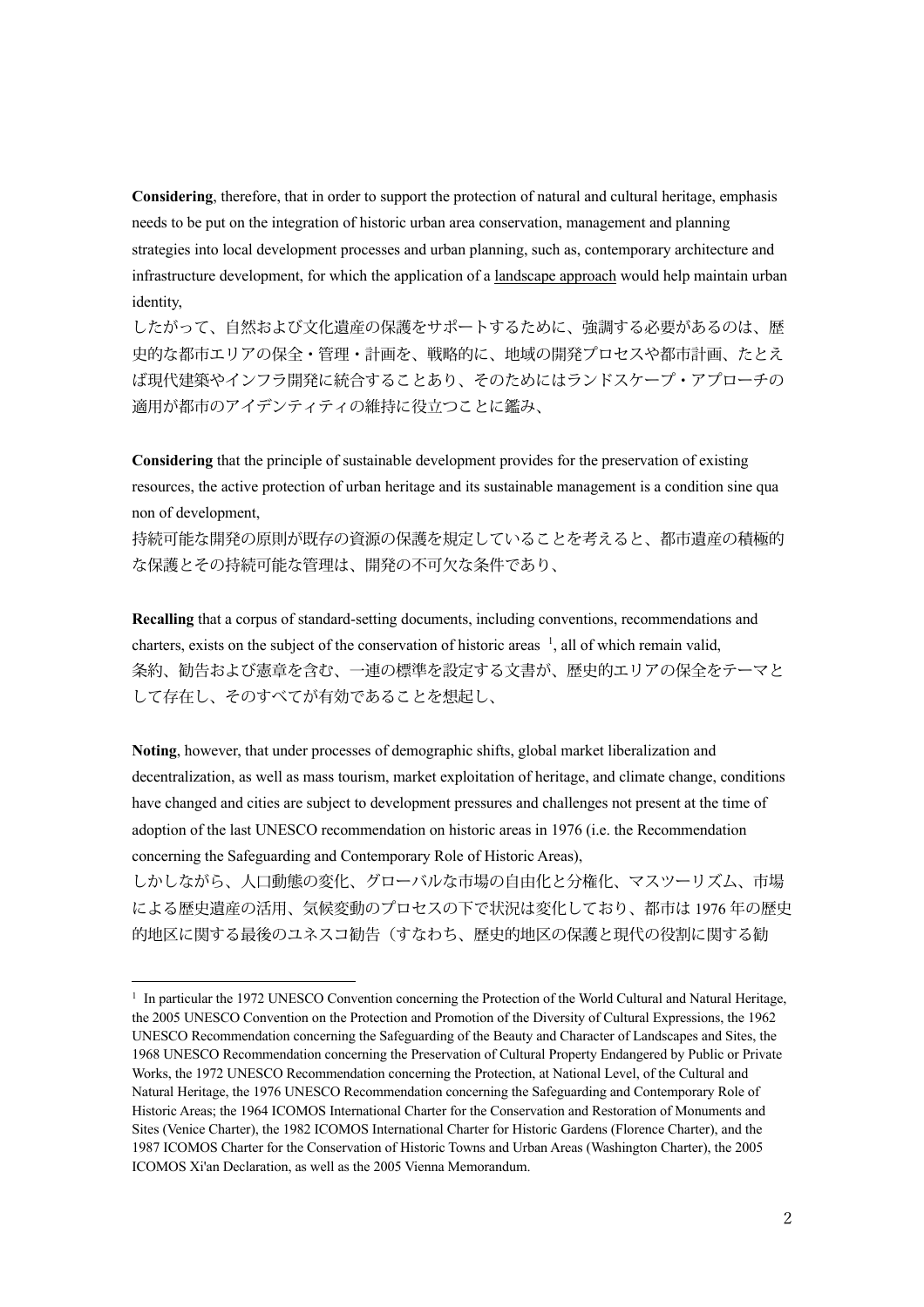**Considering**, therefore, that in order to support the protection of natural and cultural heritage, emphasis needs to be put on the integration of historic urban area conservation, management and planning strategies into local development processes and urban planning, such as, contemporary architecture and infrastructure development, for which the application of a landscape approach would help maintain urban identity,

したがって、自然および文化遺産の保護をサポートするために、強調する必要があるのは、歴史的な都市エリアの保全・管理・計画を、戦略的に、地域の開発プロセスや都市計画、たとえば現代建築やインフラ開発に統合することあり、そのためにはランドスケープ・アプローチの適用が都市のアイデンティティの維持に役立つことに鑑み、

**Considering** that the principle of sustainable development provides for the preservation of existing resources, the active protection of urban heritage and its sustainable management is a condition sine qua non of development,

持続可能な開発の原則が既存の資源の保護を規定していることを考えると、都市遺産の積極的な保護とその持続可能な管理は、開発の不可欠な条件であり、

**Recalling** that a corpus of standard-setting documents, including conventions, recommendations and charters, exists on the subject of the conservation of historic areas [1], all of which remain valid,

条約、勧告および憲章を含む、一連の標準を設定する文書が、歴史的エリアの保全をテーマとして存在し、そのすべてが有効であることを想起し、

**Noting**, however, that under processes of demographic shifts, global market liberalization and decentralization, as well as mass tourism, market exploitation of heritage, and climate change, conditions have changed and cities are subject to development pressures and challenges not present at the time of adoption of the last UNESCO recommendation on historic areas in 1976 (i.e. the Recommendation concerning the Safeguarding and Contemporary Role of Historic Areas),

しかしながら、人口動態の変化、グローバルな市場の自由化と分権化、マスツーリズム、市場による歴史遺産の活用、気候変動のプロセスの下で状況は変化しており、都市は 1976 年の歴史的地区に関する最後のユネスコ勧告（すなわち、歴史的地区の保護と現代の役割に関する勧

---

[1] In particular the 1972 UNESCO Convention concerning the Protection of the World Cultural and Natural Heritage, the 2005 UNESCO Convention on the Protection and Promotion of the Diversity of Cultural Expressions, the 1962 UNESCO Recommendation concerning the Safeguarding of the Beauty and Character of Landscapes and Sites, the 1968 UNESCO Recommendation concerning the Preservation of Cultural Property Endangered by Public or Private Works, the 1972 UNESCO Recommendation concerning the Protection, at National Level, of the Cultural and Natural Heritage, the 1976 UNESCO Recommendation concerning the Safeguarding and Contemporary Role of Historic Areas; the 1964 ICOMOS International Charter for the Conservation and Restoration of Monuments and Sites (Venice Charter), the 1982 ICOMOS International Charter for Historic Gardens (Florence Charter), and the 1987 ICOMOS Charter for the Conservation of Historic Towns and Urban Areas (Washington Charter), the 2005 ICOMOS Xi'an Declaration, as well as the 2005 Vienna Memorandum.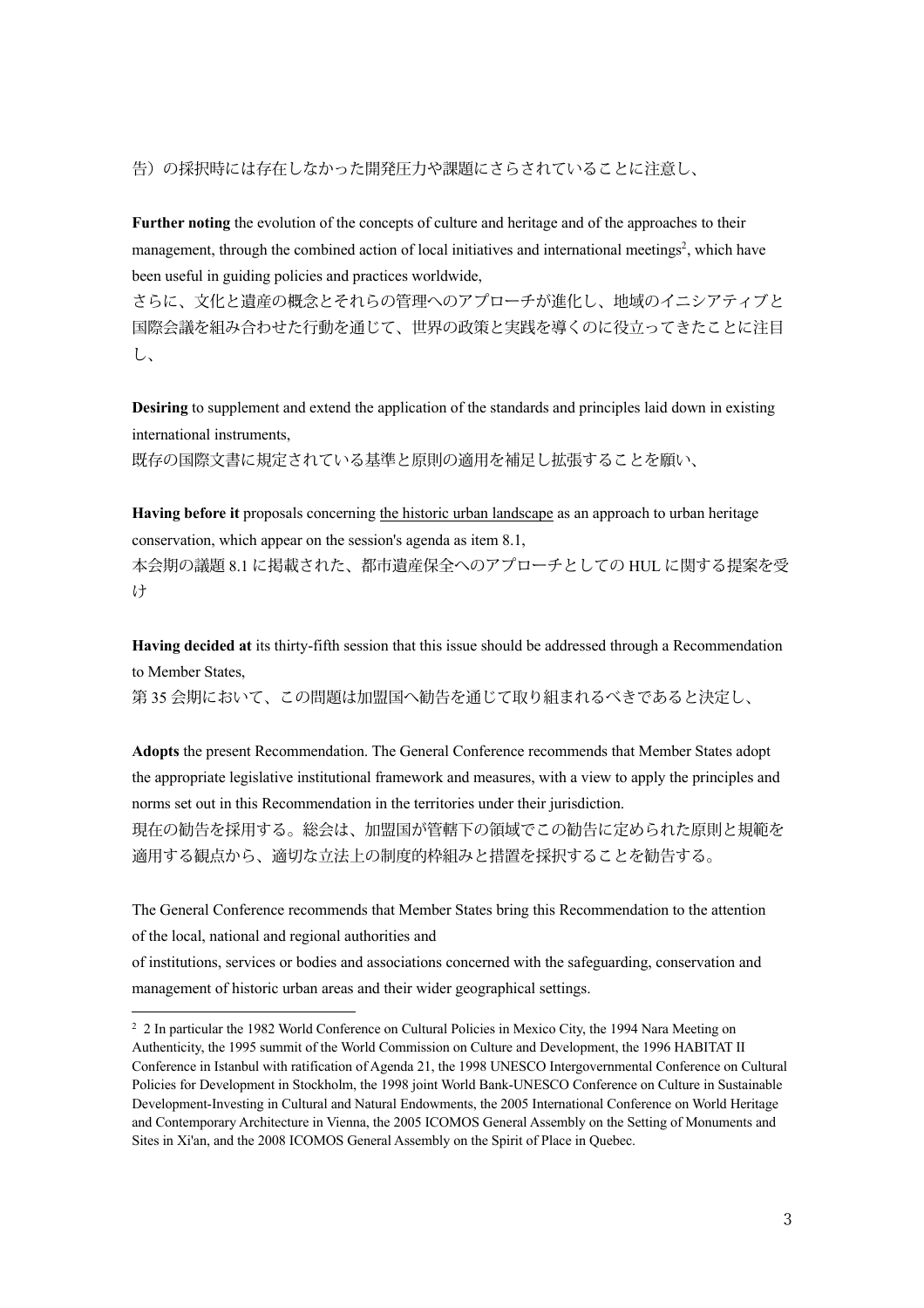告）の採択時には存在しなかった開発圧力や課題にさらされていることに注意し、

**Further noting** the evolution of the concepts of culture and heritage and of the approaches to their management, through the combined action of local initiatives and international meetings[2], which have been useful in guiding policies and practices worldwide,

さらに、文化と遺産の概念とそれらの管理へのアプローチが進化し、地域のイニシアティブと国際会議を組み合わせた行動を通じて、世界の政策と実践を導くのに役立ってきたことに注目し、

**Desiring** to supplement and extend the application of the standards and principles laid down in existing international instruments,

既存の国際文書に規定されている基準と原則の適用を補足し拡張することを願い、

**Having before it** proposals concerning the historic urban landscape as an approach to urban heritage conservation, which appear on the session's agenda as item 8.1,

本会期の議題 8.1 に掲載された、都市遺産保全へのアプローチとしての HUL に関する提案を受け

**Having decided at** its thirty-fifth session that this issue should be addressed through a Recommendation to Member States,

第 35 会期において、この問題は加盟国へ勧告を通じて取り組まれるべきであると決定し、

**Adopts** the present Recommendation. The General Conference recommends that Member States adopt the appropriate legislative institutional framework and measures, with a view to apply the principles and norms set out in this Recommendation in the territories under their jurisdiction.

現在の勧告を採用する。総会は、加盟国が管轄下の領域でこの勧告に定められた原則と規範を適用する観点から、適切な立法上の制度的枠組みと措置を採択することを勧告する。

The General Conference recommends that Member States bring this Recommendation to the attention of the local, national and regional authorities and
of institutions, services or bodies and associations concerned with the safeguarding, conservation and management of historic urban areas and their wider geographical settings.

---

[2] 2 In particular the 1982 World Conference on Cultural Policies in Mexico City, the 1994 Nara Meeting on Authenticity, the 1995 summit of the World Commission on Culture and Development, the 1996 HABITAT II Conference in Istanbul with ratification of Agenda 21, the 1998 UNESCO Intergovernmental Conference on Cultural Policies for Development in Stockholm, the 1998 joint World Bank-UNESCO Conference on Culture in Sustainable Development-Investing in Cultural and Natural Endowments, the 2005 International Conference on World Heritage and Contemporary Architecture in Vienna, the 2005 ICOMOS General Assembly on the Setting of Monuments and Sites in Xi'an, and the 2008 ICOMOS General Assembly on the Spirit of Place in Quebec.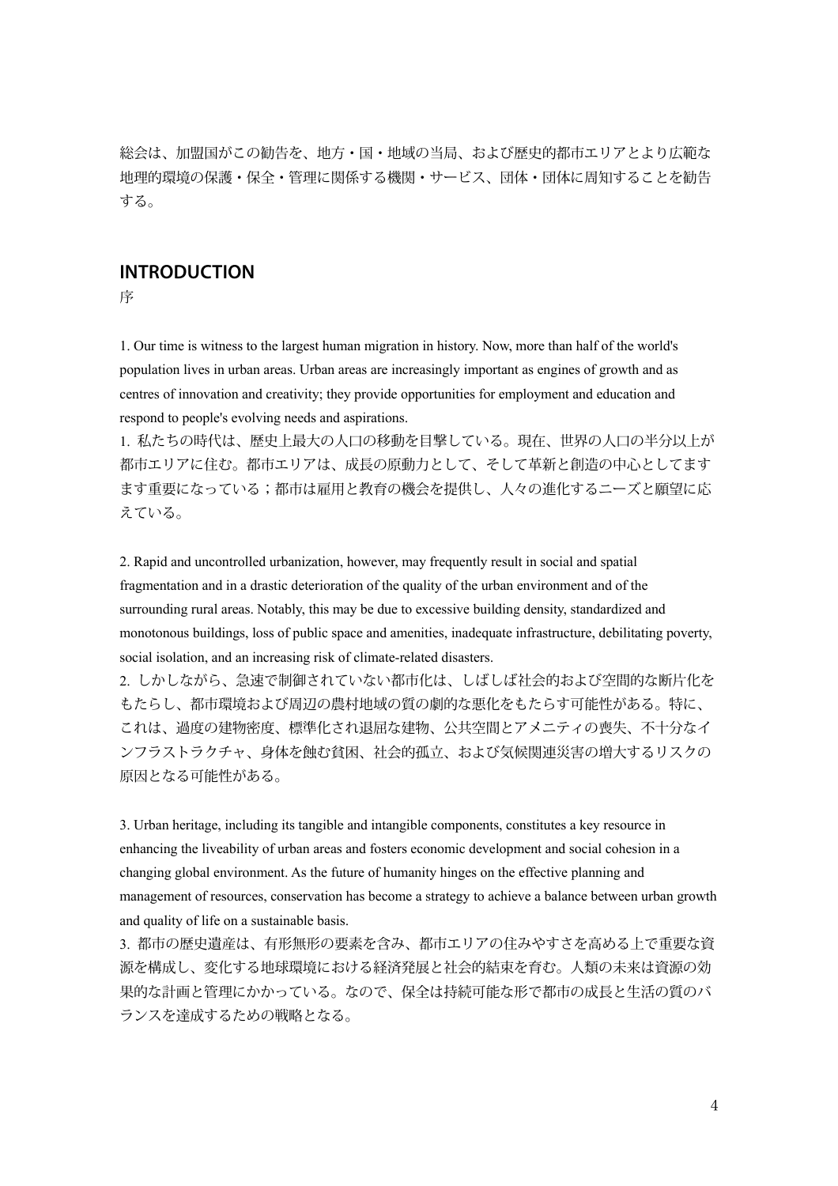総会は、加盟国がこの勧告を、地方・国・地域の当局、および歴史的都市エリアとより広範な地理的環境の保護・保全・管理に関係する機関・サービス、団体・団体に周知することを勧告する。

## INTRODUCTION

序

1. Our time is witness to the largest human migration in history. Now, more than half of the world's population lives in urban areas. Urban areas are increasingly important as engines of growth and as centres of innovation and creativity; they provide opportunities for employment and education and respond to people's evolving needs and aspirations.

1. 私たちの時代は、歴史上最大の人口の移動を目撃している。現在、世界の人口の半分以上が都市エリアに住む。都市エリアは、成長の原動力として、そして革新と創造の中心としてますます重要になっている；都市は雇用と教育の機会を提供し、人々の進化するニーズと願望に応えている。

2. Rapid and uncontrolled urbanization, however, may frequently result in social and spatial fragmentation and in a drastic deterioration of the quality of the urban environment and of the surrounding rural areas. Notably, this may be due to excessive building density, standardized and monotonous buildings, loss of public space and amenities, inadequate infrastructure, debilitating poverty, social isolation, and an increasing risk of climate-related disasters.

2. しかしながら、急速で制御されていない都市化は、しばしば社会的および空間的な断片化をもたらし、都市環境および周辺の農村地域の質の劇的な悪化をもたらす可能性がある。特に、これは、過度の建物密度、標準化され退屈な建物、公共空間とアメニティの喪失、不十分なインフラストラクチャ、身体を蝕む貧困、社会的孤立、および気候関連災害の増大するリスクの原因となる可能性がある。

3. Urban heritage, including its tangible and intangible components, constitutes a key resource in enhancing the liveability of urban areas and fosters economic development and social cohesion in a changing global environment. As the future of humanity hinges on the effective planning and management of resources, conservation has become a strategy to achieve a balance between urban growth and quality of life on a sustainable basis.

3. 都市の歴史遺産は、有形無形の要素を含み、都市エリアの住みやすさを高める上で重要な資源を構成し、変化する地球環境における経済発展と社会的結束を育む。人類の未来は資源の効果的な計画と管理にかかっている。なので、保全は持続可能な形で都市の成長と生活の質のバランスを達成するための戦略となる。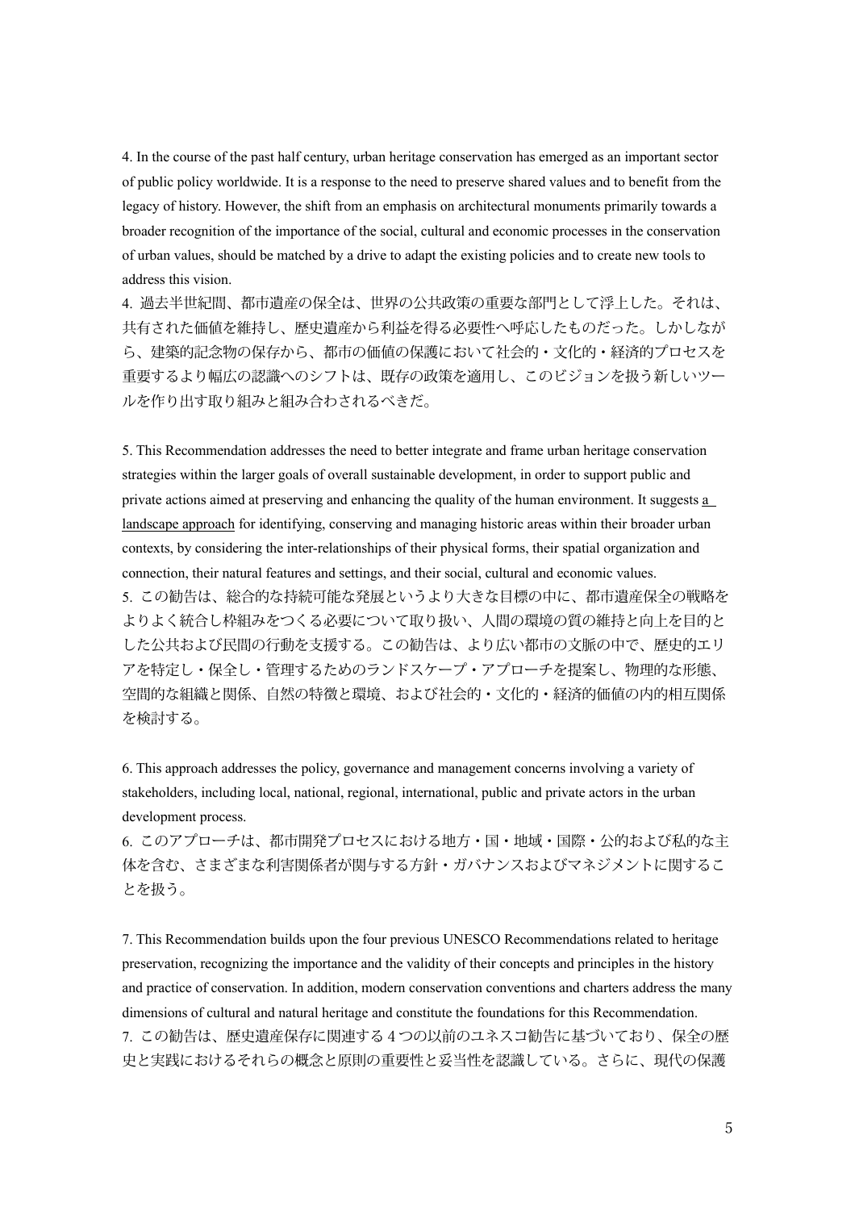4. In the course of the past half century, urban heritage conservation has emerged as an important sector of public policy worldwide. It is a response to the need to preserve shared values and to benefit from the legacy of history. However, the shift from an emphasis on architectural monuments primarily towards a broader recognition of the importance of the social, cultural and economic processes in the conservation of urban values, should be matched by a drive to adapt the existing policies and to create new tools to address this vision.

4. 過去半世紀間、都市遺産の保全は、世界の公共政策の重要な部門として浮上した。それは、共有された価値を維持し、歴史遺産から利益を得る必要性へ呼応したものだった。しかしながら、建築的記念物の保存から、都市の価値の保護において社会的・文化的・経済的プロセスを重要するより幅広の認識へのシフトは、既存の政策を適用し、このビジョンを扱う新しいツールを作り出す取り組みと組み合わされるべきだ。

5. This Recommendation addresses the need to better integrate and frame urban heritage conservation strategies within the larger goals of overall sustainable development, in order to support public and private actions aimed at preserving and enhancing the quality of the human environment. It suggests <u>a landscape approach</u> for identifying, conserving and managing historic areas within their broader urban contexts, by considering the inter-relationships of their physical forms, their spatial organization and connection, their natural features and settings, and their social, cultural and economic values.

5. この勧告は、総合的な持続可能な発展というより大きな目標の中に、都市遺産保全の戦略をよりよく統合し枠組みをつくる必要について取り扱い、人間の環境の質の維持と向上を目的とした公共および民間の行動を支援する。この勧告は、より広い都市の文脈の中で、歴史的エリアを特定し・保全し・管理するためのランドスケープ・アプローチを提案し、物理的な形態、空間的な組織と関係、自然の特徴と環境、および社会的・文化的・経済的価値の内的相互関係を検討する。

6. This approach addresses the policy, governance and management concerns involving a variety of stakeholders, including local, national, regional, international, public and private actors in the urban development process.

6. このアプローチは、都市開発プロセスにおける地方・国・地域・国際・公的および私的な主体を含む、さまざまな利害関係者が関与する方針・ガバナンスおよびマネジメントに関することを扱う。

7. This Recommendation builds upon the four previous UNESCO Recommendations related to heritage preservation, recognizing the importance and the validity of their concepts and principles in the history and practice of conservation. In addition, modern conservation conventions and charters address the many dimensions of cultural and natural heritage and constitute the foundations for this Recommendation.

7. この勧告は、歴史遺産保存に関連する 4 つの以前のユネスコ勧告に基づいており、保全の歴史と実践におけるそれらの概念と原則の重要性と妥当性を認識している。さらに、現代の保護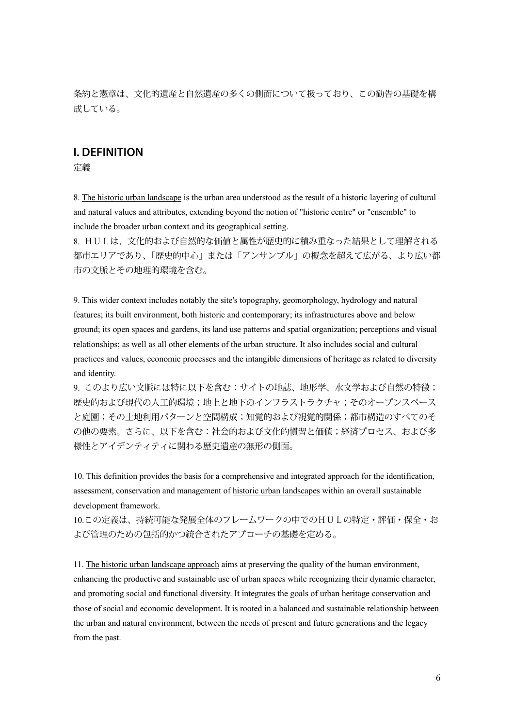条約と憲章は、文化的遺産と自然遺産の多くの側面について扱っており、この勧告の基礎を構成している。

## I. DEFINITION

定義

8. <u>The historic urban landscape</u> is the urban area understood as the result of a historic layering of cultural and natural values and attributes, extending beyond the notion of "historic centre" or "ensemble" to include the broader urban context and its geographical setting.

8. ＨＵＬは、文化的および自然的な価値と属性が歴史的に積み重なった結果として理解される都市エリアであり、「歴史的中心」または「アンサンブル」の概念を超えて広がる、より広い都市の文脈とその地理的環境を含む。

9. This wider context includes notably the site's topography, geomorphology, hydrology and natural features; its built environment, both historic and contemporary; its infrastructures above and below ground; its open spaces and gardens, its land use patterns and spatial organization; perceptions and visual relationships; as well as all other elements of the urban structure. It also includes social and cultural practices and values, economic processes and the intangible dimensions of heritage as related to diversity and identity.

9. このより広い文脈には特に以下を含む：サイトの地誌、地形学、水文学および自然の特徴；歴史的および現代の人工的環境；地上と地下のインフラストラクチャ；そのオープンスペースと庭園；その土地利用パターンと空間構成；知覚的および視覚的関係；都市構造のすべてのその他の要素。さらに、以下を含む：社会的および文化的慣習と価値；経済プロセス、および多様性とアイデンティティに関わる歴史遺産の無形の側面。

10. This definition provides the basis for a comprehensive and integrated approach for the identification, assessment, conservation and management of <u>historic urban landscapes</u> within an overall sustainable development framework.

10.この定義は、持続可能な発展全体のフレームワークの中でのＨＵＬの特定・評価・保全・および管理のための包括的かつ統合されたアプローチの基礎を定める。

11. <u>The historic urban landscape approach</u> aims at preserving the quality of the human environment, enhancing the productive and sustainable use of urban spaces while recognizing their dynamic character, and promoting social and functional diversity. It integrates the goals of urban heritage conservation and those of social and economic development. It is rooted in a balanced and sustainable relationship between the urban and natural environment, between the needs of present and future generations and the legacy from the past.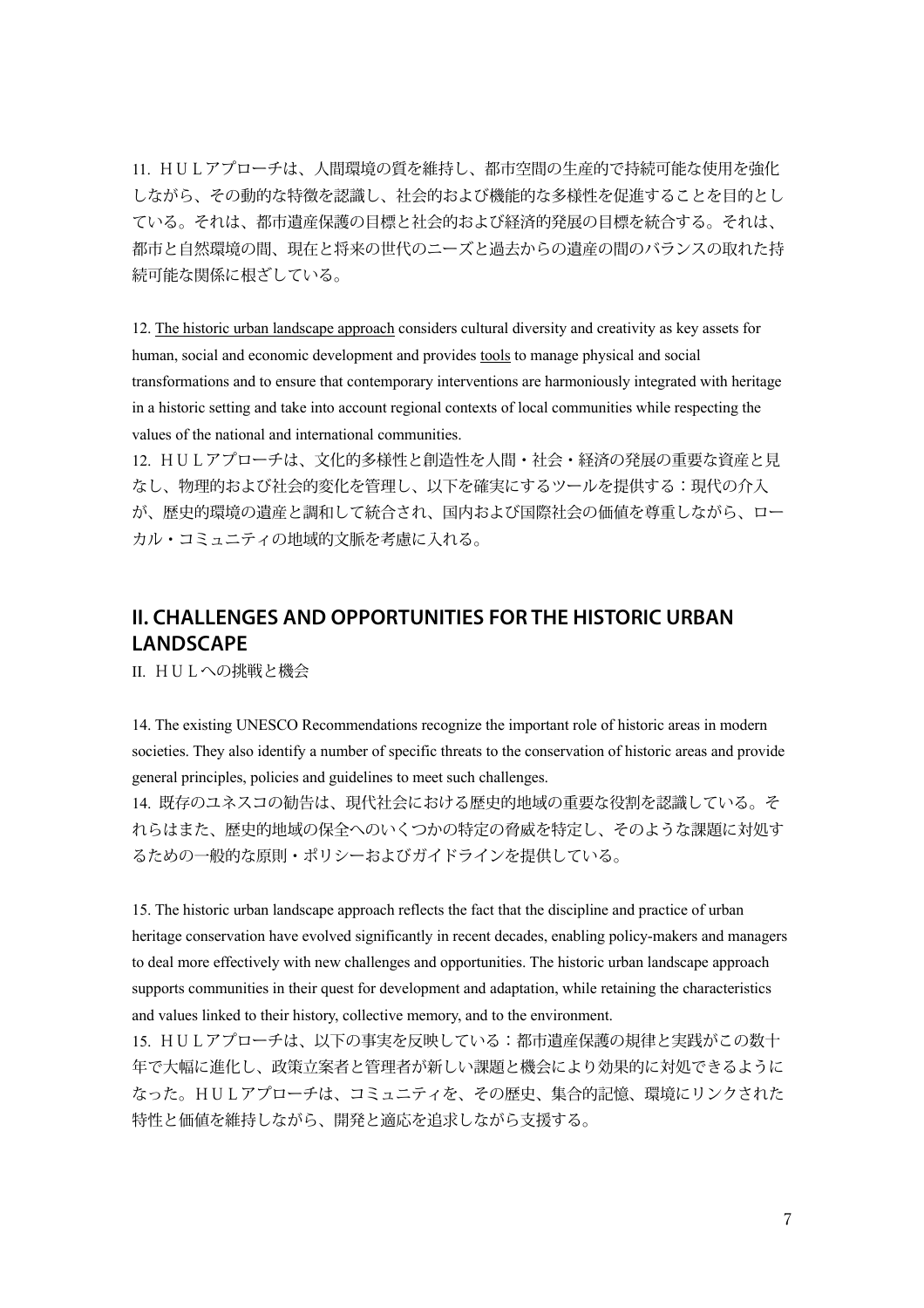11. ＨＵＬアプローチは、人間環境の質を維持し、都市空間の生産的で持続可能な使用を強化しながら、その動的な特徴を認識し、社会的および機能的な多様性を促進することを目的としている。それは、都市遺産保護の目標と社会的および経済的発展の目標を統合する。それは、都市と自然環境の間、現在と将来の世代のニーズと過去からの遺産の間のバランスの取れた持続可能な関係に根ざしている。

12. The historic urban landscape approach considers cultural diversity and creativity as key assets for human, social and economic development and provides tools to manage physical and social transformations and to ensure that contemporary interventions are harmoniously integrated with heritage in a historic setting and take into account regional contexts of local communities while respecting the values of the national and international communities.

12. ＨＵＬアプローチは、文化的多様性と創造性を人間・社会・経済の発展の重要な資産と見なし、物理的および社会的変化を管理し、以下を確実にするツールを提供する：現代の介入が、歴史的環境の遺産と調和して統合され、国内および国際社会の価値を尊重しながら、ローカル・コミュニティの地域的文脈を考慮に入れる。

## II. CHALLENGES AND OPPORTUNITIES FOR THE HISTORIC URBAN LANDSCAPE

II. ＨＵＬへの挑戦と機会

14. The existing UNESCO Recommendations recognize the important role of historic areas in modern societies. They also identify a number of specific threats to the conservation of historic areas and provide general principles, policies and guidelines to meet such challenges.

14. 既存のユネスコの勧告は、現代社会における歴史的地域の重要な役割を認識している。それらはまた、歴史的地域の保全へのいくつかの特定の脅威を特定し、そのような課題に対処するための一般的な原則・ポリシーおよびガイドラインを提供している。

15. The historic urban landscape approach reflects the fact that the discipline and practice of urban heritage conservation have evolved significantly in recent decades, enabling policy-makers and managers to deal more effectively with new challenges and opportunities. The historic urban landscape approach supports communities in their quest for development and adaptation, while retaining the characteristics and values linked to their history, collective memory, and to the environment.

15. ＨＵＬアプローチは、以下の事実を反映している：都市遺産保護の規律と実践がこの数十年で大幅に進化し、政策立案者と管理者が新しい課題と機会により効果的に対処できるようになった。ＨＵＬアプローチは、コミュニティを、その歴史、集合的記憶、環境にリンクされた特性と価値を維持しながら、開発と適応を追求しながら支援する。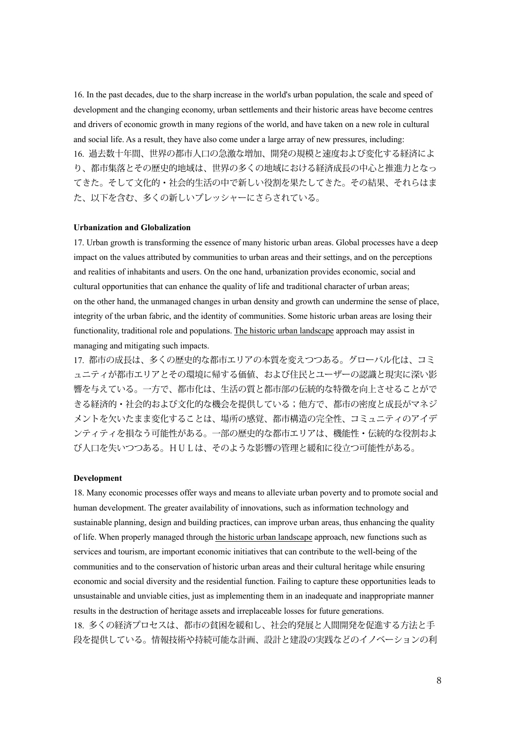16. In the past decades, due to the sharp increase in the world's urban population, the scale and speed of development and the changing economy, urban settlements and their historic areas have become centres and drivers of economic growth in many regions of the world, and have taken on a new role in cultural and social life. As a result, they have also come under a large array of new pressures, including:

16. 過去数十年間、世界の都市人口の急激な増加、開発の規模と速度および変化する経済により、都市集落とその歴史的地域は、世界の多くの地域における経済成長の中心と推進力となってきた。そして文化的・社会的生活の中で新しい役割を果たしてきた。その結果、それらはまた、以下を含む、多くの新しいプレッシャーにさらされている。

**Urbanization and Globalization**

17. Urban growth is transforming the essence of many historic urban areas. Global processes have a deep impact on the values attributed by communities to urban areas and their settings, and on the perceptions and realities of inhabitants and users. On the one hand, urbanization provides economic, social and cultural opportunities that can enhance the quality of life and traditional character of urban areas; on the other hand, the unmanaged changes in urban density and growth can undermine the sense of place, integrity of the urban fabric, and the identity of communities. Some historic urban areas are losing their functionality, traditional role and populations. <u>The historic urban landscape</u> approach may assist in managing and mitigating such impacts.

17. 都市の成長は、多くの歴史的な都市エリアの本質を変えつつある。グローバル化は、コミュニティが都市エリアとその環境に帰する価値、および住民とユーザーの認識と現実に深い影響を与えている。一方で、都市化は、生活の質と都市部の伝統的な特徴を向上させることができる経済的・社会的および文化的な機会を提供している；他方で、都市の密度と成長がマネジメントを欠いたまま変化することは、場所の感覚、都市構造の完全性、コミュニティのアイデンティティを損なう可能性がある。一部の歴史的な都市エリアは、機能性・伝統的な役割および人口を失いつつある。ＨＵＬは、そのような影響の管理と緩和に役立つ可能性がある。

**Development**

18. Many economic processes offer ways and means to alleviate urban poverty and to promote social and human development. The greater availability of innovations, such as information technology and sustainable planning, design and building practices, can improve urban areas, thus enhancing the quality of life. When properly managed through <u>the historic urban landscape</u> approach, new functions such as services and tourism, are important economic initiatives that can contribute to the well-being of the communities and to the conservation of historic urban areas and their cultural heritage while ensuring economic and social diversity and the residential function. Failing to capture these opportunities leads to unsustainable and unviable cities, just as implementing them in an inadequate and inappropriate manner results in the destruction of heritage assets and irreplaceable losses for future generations.

18. 多くの経済プロセスは、都市の貧困を緩和し、社会的発展と人間開発を促進する方法と手段を提供している。情報技術や持続可能な計画、設計と建設の実践などのイノベーションの利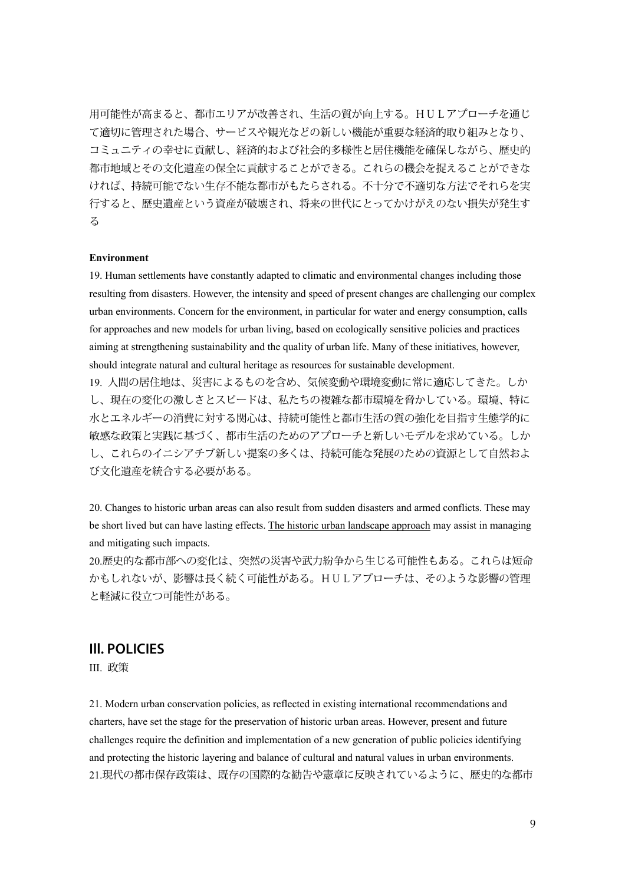用可能性が高まると、都市エリアが改善され、生活の質が向上する。ＨＵＬアプローチを通じて適切に管理された場合、サービスや観光などの新しい機能が重要な経済的取り組みとなり、コミュニティの幸せに貢献し、経済的および社会的多様性と居住機能を確保しながら、歴史的都市地域とその文化遺産の保全に貢献することができる。これらの機会を捉えることができなければ、持続可能でない生存不能な都市がもたらされる。不十分で不適切な方法でそれらを実行すると、歴史遺産という資産が破壊され、将来の世代にとってかけがえのない損失が発生する

**Environment**

19. Human settlements have constantly adapted to climatic and environmental changes including those resulting from disasters. However, the intensity and speed of present changes are challenging our complex urban environments. Concern for the environment, in particular for water and energy consumption, calls for approaches and new models for urban living, based on ecologically sensitive policies and practices aiming at strengthening sustainability and the quality of urban life. Many of these initiatives, however, should integrate natural and cultural heritage as resources for sustainable development.

19. 人間の居住地は、災害によるものを含め、気候変動や環境変動に常に適応してきた。しかし、現在の変化の激しさとスピードは、私たちの複雑な都市環境を脅かしている。環境、特に水とエネルギーの消費に対する関心は、持続可能性と都市生活の質の強化を目指す生態学的に敏感な政策と実践に基づく、都市生活のためのアプローチと新しいモデルを求めている。しかし、これらのイニシアチブ新しい提案の多くは、持続可能な発展のための資源として自然および文化遺産を統合する必要がある。

20. Changes to historic urban areas can also result from sudden disasters and armed conflicts. These may be short lived but can have lasting effects. The historic urban landscape approach may assist in managing and mitigating such impacts.

20.歴史的な都市部への変化は、突然の災害や武力紛争から生じる可能性もある。これらは短命かもしれないが、影響は長く続く可能性がある。ＨＵＬアプローチは、そのような影響の管理と軽減に役立つ可能性がある。

## III. POLICIES

III. 政策

21. Modern urban conservation policies, as reflected in existing international recommendations and charters, have set the stage for the preservation of historic urban areas. However, present and future challenges require the definition and implementation of a new generation of public policies identifying and protecting the historic layering and balance of cultural and natural values in urban environments.

21.現代の都市保存政策は、既存の国際的な勧告や憲章に反映されているように、歴史的な都市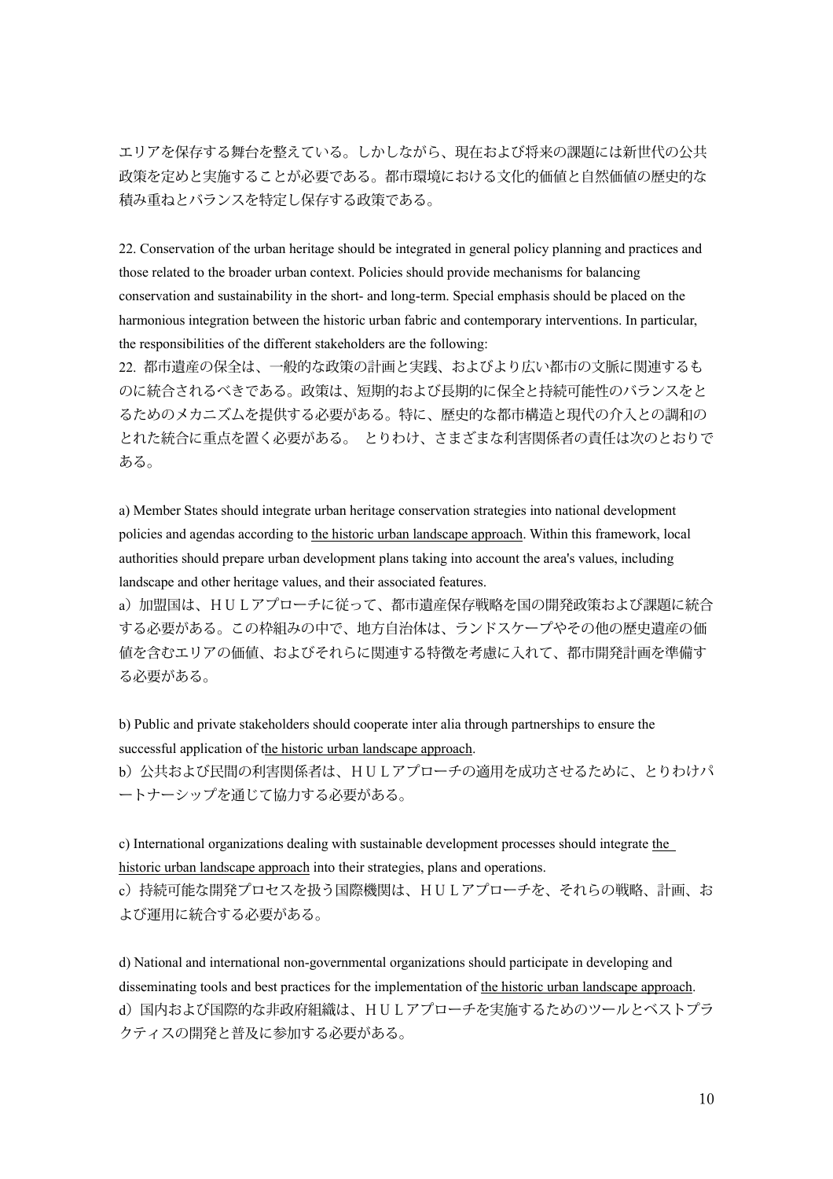エリアを保存する舞台を整えている。しかしながら、現在および将来の課題には新世代の公共政策を定めと実施することが必要である。都市環境における文化的価値と自然価値の歴史的な積み重ねとバランスを特定し保存する政策である。

22. Conservation of the urban heritage should be integrated in general policy planning and practices and those related to the broader urban context. Policies should provide mechanisms for balancing conservation and sustainability in the short- and long-term. Special emphasis should be placed on the harmonious integration between the historic urban fabric and contemporary interventions. In particular, the responsibilities of the different stakeholders are the following:

22. 都市遺産の保全は、一般的な政策の計画と実践、およびより広い都市の文脈に関連するものに統合されるべきである。政策は、短期的および長期的に保全と持続可能性のバランスをとるためのメカニズムを提供する必要がある。特に、歴史的な都市構造と現代の介入との調和のとれた統合に重点を置く必要がある。 とりわけ、さまざまな利害関係者の責任は次のとおりである。

a) Member States should integrate urban heritage conservation strategies into national development policies and agendas according to the historic urban landscape approach. Within this framework, local authorities should prepare urban development plans taking into account the area's values, including landscape and other heritage values, and their associated features.

a）加盟国は、ＨＵＬアプローチに従って、都市遺産保存戦略を国の開発政策および課題に統合する必要がある。この枠組みの中で、地方自治体は、ランドスケープやその他の歴史遺産の価値を含むエリアの価値、およびそれらに関連する特徴を考慮に入れて、都市開発計画を準備する必要がある。

b) Public and private stakeholders should cooperate inter alia through partnerships to ensure the successful application of the historic urban landscape approach.

b）公共および民間の利害関係者は、ＨＵＬアプローチの適用を成功させるために、とりわけパートナーシップを通じて協力する必要がある。

c) International organizations dealing with sustainable development processes should integrate the historic urban landscape approach into their strategies, plans and operations.

c）持続可能な開発プロセスを扱う国際機関は、ＨＵＬアプローチを、それらの戦略、計画、および運用に統合する必要がある。

d) National and international non-governmental organizations should participate in developing and disseminating tools and best practices for the implementation of the historic urban landscape approach.

d）国内および国際的な非政府組織は、ＨＵＬアプローチを実施するためのツールとベストプラクティスの開発と普及に参加する必要がある。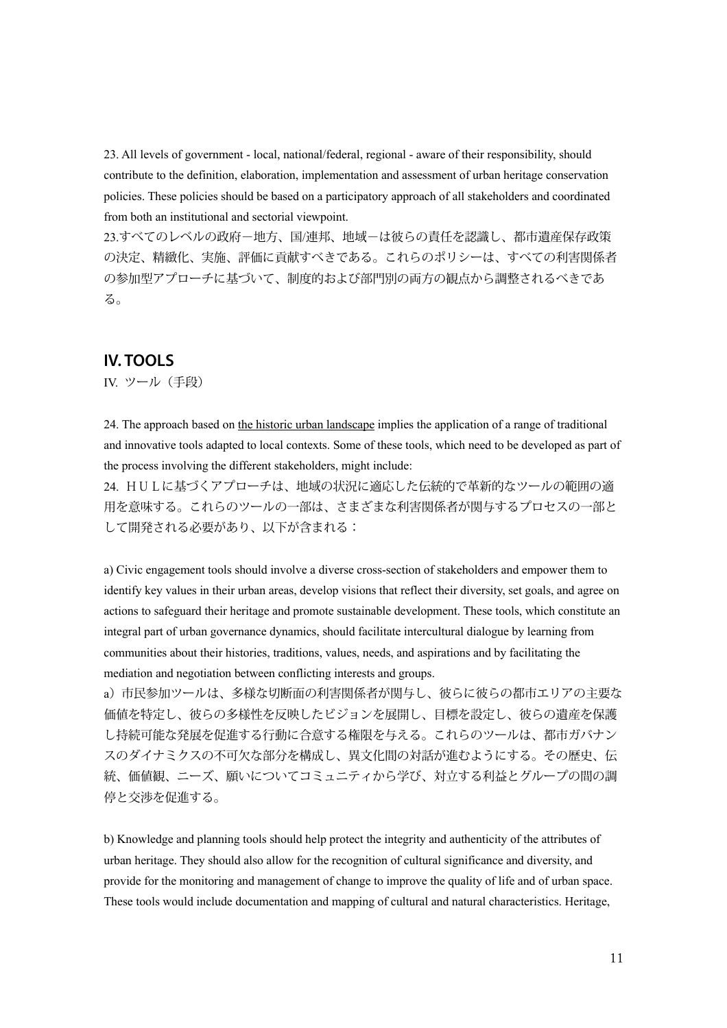23. All levels of government - local, national/federal, regional - aware of their responsibility, should contribute to the definition, elaboration, implementation and assessment of urban heritage conservation policies. These policies should be based on a participatory approach of all stakeholders and coordinated from both an institutional and sectorial viewpoint.

23.すべてのレベルの政府－地方、国/連邦、地域－は彼らの責任を認識し、都市遺産保存政策の決定、精緻化、実施、評価に貢献すべきである。これらのポリシーは、すべての利害関係者の参加型アプローチに基づいて、制度的および部門別の両方の観点から調整されるべきである。

## IV. TOOLS

IV. ツール（手段）

24. The approach based on <u>the historic urban landscape</u> implies the application of a range of traditional and innovative tools adapted to local contexts. Some of these tools, which need to be developed as part of the process involving the different stakeholders, might include:

24. ＨＵＬに基づくアプローチは、地域の状況に適応した伝統的で革新的なツールの範囲の適用を意味する。これらのツールの一部は、さまざまな利害関係者が関与するプロセスの一部として開発される必要があり、以下が含まれる：

a) Civic engagement tools should involve a diverse cross-section of stakeholders and empower them to identify key values in their urban areas, develop visions that reflect their diversity, set goals, and agree on actions to safeguard their heritage and promote sustainable development. These tools, which constitute an integral part of urban governance dynamics, should facilitate intercultural dialogue by learning from communities about their histories, traditions, values, needs, and aspirations and by facilitating the mediation and negotiation between conflicting interests and groups.

a）市民参加ツールは、多様な切断面の利害関係者が関与し、彼らに彼らの都市エリアの主要な価値を特定し、彼らの多様性を反映したビジョンを展開し、目標を設定し、彼らの遺産を保護し持続可能な発展を促進する行動に合意する権限を与える。これらのツールは、都市ガバナンスのダイナミクスの不可欠な部分を構成し、異文化間の対話が進むようにする。その歴史、伝統、価値観、ニーズ、願いについてコミュニティから学び、対立する利益とグループの間の調停と交渉を促進する。

b) Knowledge and planning tools should help protect the integrity and authenticity of the attributes of urban heritage. They should also allow for the recognition of cultural significance and diversity, and provide for the monitoring and management of change to improve the quality of life and of urban space. These tools would include documentation and mapping of cultural and natural characteristics. Heritage,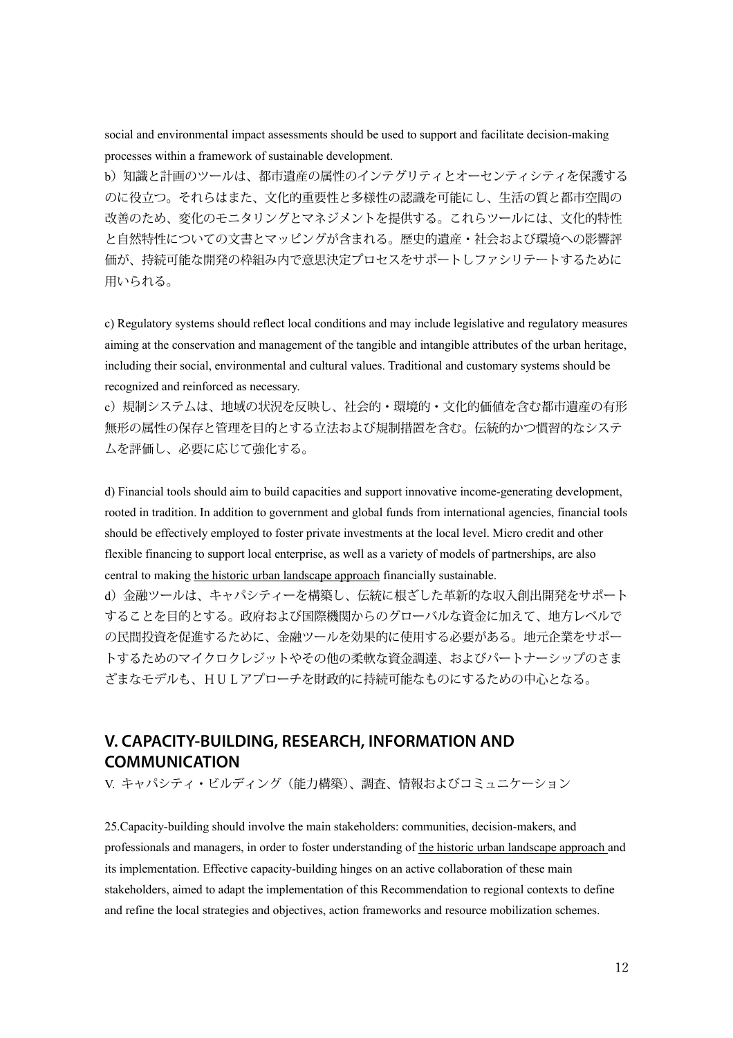social and environmental impact assessments should be used to support and facilitate decision-making processes within a framework of sustainable development.

b）知識と計画のツールは、都市遺産の属性のインテグリティとオーセンティシティを保護するのに役立つ。それらはまた、文化的重要性と多様性の認識を可能にし、生活の質と都市空間の改善のため、変化のモニタリングとマネジメントを提供する。これらツールには、文化的特性と自然特性についての文書とマッピングが含まれる。歴史的遺産・社会および環境への影響評価が、持続可能な開発の枠組み内で意思決定プロセスをサポートしファシリテートするために用いられる。

c) Regulatory systems should reflect local conditions and may include legislative and regulatory measures aiming at the conservation and management of the tangible and intangible attributes of the urban heritage, including their social, environmental and cultural values. Traditional and customary systems should be recognized and reinforced as necessary.

c）規制システムは、地域の状況を反映し、社会的・環境的・文化的価値を含む都市遺産の有形無形の属性の保存と管理を目的とする立法および規制措置を含む。伝統的かつ慣習的なシステムを評価し、必要に応じて強化する。

d) Financial tools should aim to build capacities and support innovative income-generating development, rooted in tradition. In addition to government and global funds from international agencies, financial tools should be effectively employed to foster private investments at the local level. Micro credit and other flexible financing to support local enterprise, as well as a variety of models of partnerships, are also central to making the historic urban landscape approach financially sustainable.

d）金融ツールは、キャパシティーを構築し、伝統に根ざした革新的な収入創出開発をサポートすることを目的とする。政府および国際機関からのグローバルな資金に加えて、地方レベルでの民間投資を促進するために、金融ツールを効果的に使用する必要がある。地元企業をサポートするためのマイクロクレジットやその他の柔軟な資金調達、およびパートナーシップのさまざまなモデルも、ＨＵＬアプローチを財政的に持続可能なものにするための中心となる。

## V. CAPACITY-BUILDING, RESEARCH, INFORMATION AND COMMUNICATION

V. キャパシティ・ビルディング（能力構築）、調査、情報およびコミュニケーション

25.Capacity-building should involve the main stakeholders: communities, decision-makers, and professionals and managers, in order to foster understanding of the historic urban landscape approach and its implementation. Effective capacity-building hinges on an active collaboration of these main stakeholders, aimed to adapt the implementation of this Recommendation to regional contexts to define and refine the local strategies and objectives, action frameworks and resource mobilization schemes.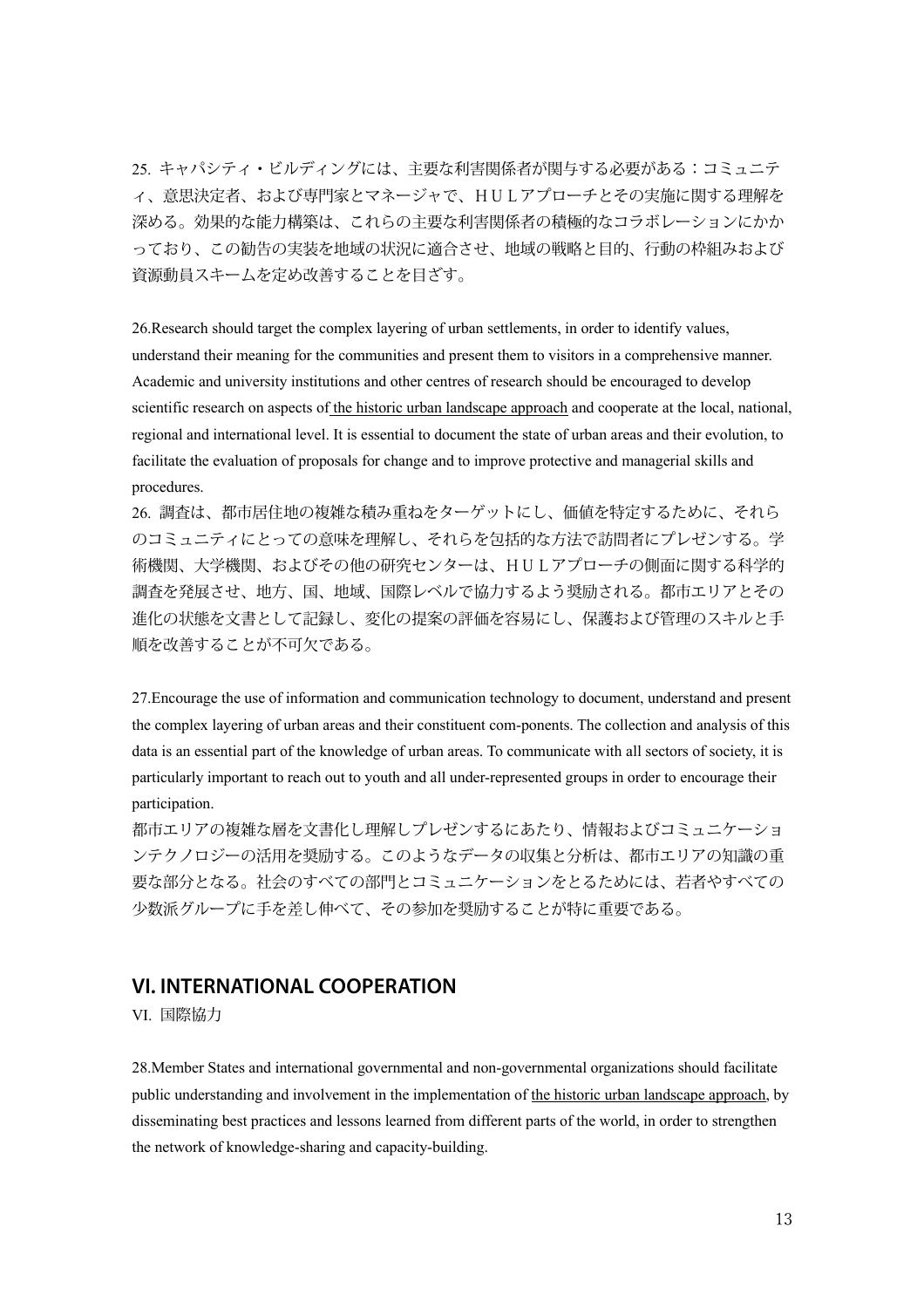25. キャパシティ・ビルディングには、主要な利害関係者が関与する必要がある：コミュニティ、意思決定者、および専門家とマネージャで、ＨＵＬアプローチとその実施に関する理解を深める。効果的な能力構築は、これらの主要な利害関係者の積極的なコラボレーションにかかっており、この勧告の実装を地域の状況に適合させ、地域の戦略と目的、行動の枠組みおよび資源動員スキームを定め改善することを目ざす。

26.Research should target the complex layering of urban settlements, in order to identify values, understand their meaning for the communities and present them to visitors in a comprehensive manner. Academic and university institutions and other centres of research should be encouraged to develop scientific research on aspects of the historic urban landscape approach and cooperate at the local, national, regional and international level. It is essential to document the state of urban areas and their evolution, to facilitate the evaluation of proposals for change and to improve protective and managerial skills and procedures.

26. 調査は、都市居住地の複雑な積み重ねをターゲットにし、価値を特定するために、それらのコミュニティにとっての意味を理解し、それらを包括的な方法で訪問者にプレゼンする。学術機関、大学機関、およびその他の研究センターは、ＨＵＬアプローチの側面に関する科学的調査を発展させ、地方、国、地域、国際レベルで協力するよう奨励される。都市エリアとその進化の状態を文書として記録し、変化の提案の評価を容易にし、保護および管理のスキルと手順を改善することが不可欠である。

27.Encourage the use of information and communication technology to document, understand and present the complex layering of urban areas and their constituent com-ponents. The collection and analysis of this data is an essential part of the knowledge of urban areas. To communicate with all sectors of society, it is particularly important to reach out to youth and all under-represented groups in order to encourage their participation.

都市エリアの複雑な層を文書化し理解しプレゼンするにあたり、情報およびコミュニケーションテクノロジーの活用を奨励する。このようなデータの収集と分析は、都市エリアの知識の重要な部分となる。社会のすべての部門とコミュニケーションをとるためには、若者やすべての少数派グループに手を差し伸べて、その参加を奨励することが特に重要である。

## VI. INTERNATIONAL COOPERATION

VI. 国際協力

28.Member States and international governmental and non-governmental organizations should facilitate public understanding and involvement in the implementation of the historic urban landscape approach, by disseminating best practices and lessons learned from different parts of the world, in order to strengthen the network of knowledge-sharing and capacity-building.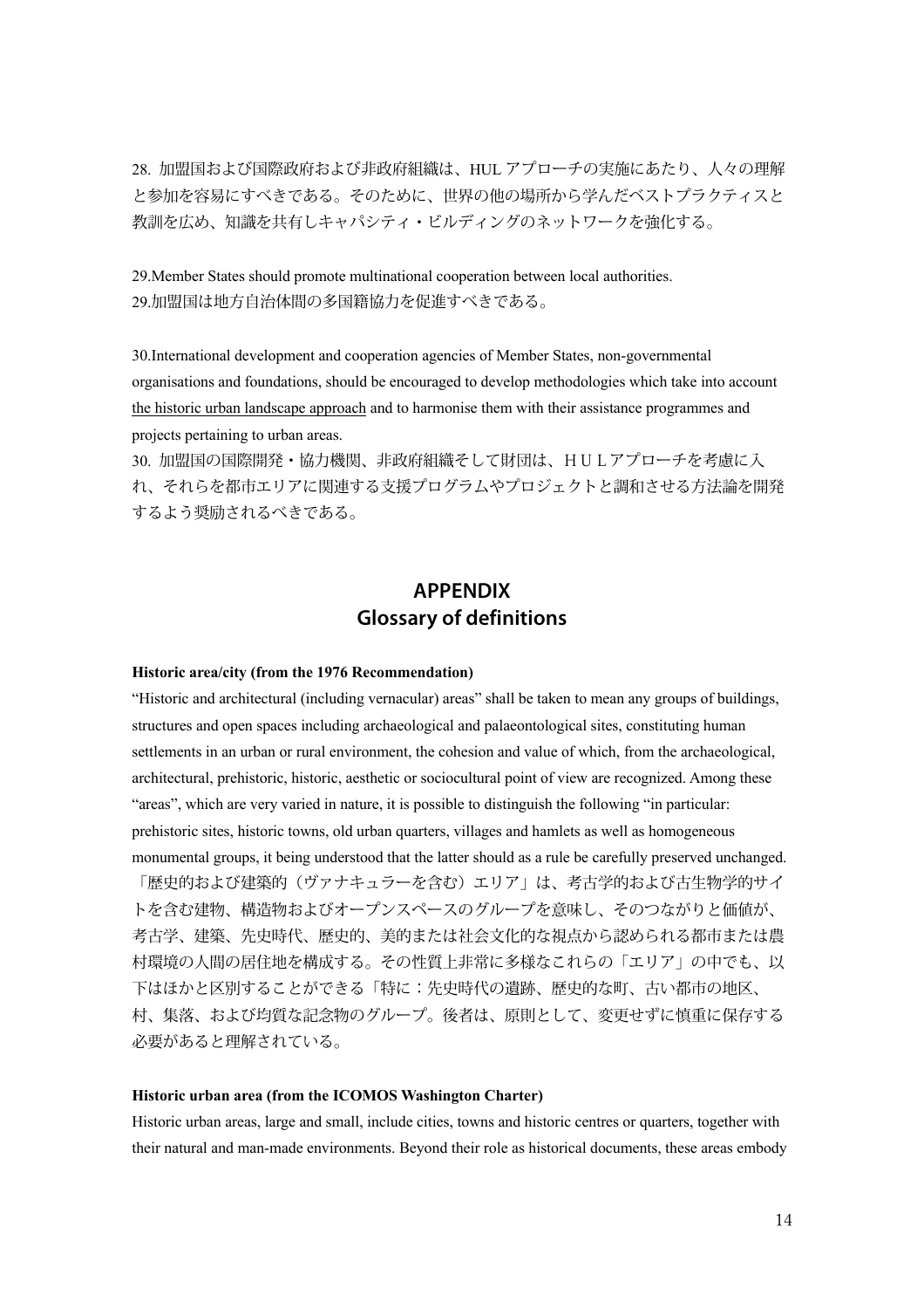28. 加盟国および国際政府および非政府組織は、HUL アプローチの実施にあたり、人々の理解と参加を容易にすべきである。そのために、世界の他の場所から学んだベストプラクティスと教訓を広め、知識を共有しキャパシティ・ビルディングのネットワークを強化する。

29.Member States should promote multinational cooperation between local authorities.
29.加盟国は地方自治体間の多国籍協力を促進すべきである。

30.International development and cooperation agencies of Member States, non-governmental organisations and foundations, should be encouraged to develop methodologies which take into account the historic urban landscape approach and to harmonise them with their assistance programmes and projects pertaining to urban areas.
30. 加盟国の国際開発・協力機関、非政府組織そして財団は、ＨＵＬアプローチを考慮に入れ、それらを都市エリアに関連する支援プログラムやプロジェクトと調和させる方法論を開発するよう奨励されるべきである。

## APPENDIX
## Glossary of definitions

**Historic area/city (from the 1976 Recommendation)**

"Historic and architectural (including vernacular) areas" shall be taken to mean any groups of buildings, structures and open spaces including archaeological and palaeontological sites, constituting human settlements in an urban or rural environment, the cohesion and value of which, from the archaeological, architectural, prehistoric, historic, aesthetic or sociocultural point of view are recognized. Among these "areas", which are very varied in nature, it is possible to distinguish the following "in particular: prehistoric sites, historic towns, old urban quarters, villages and hamlets as well as homogeneous monumental groups, it being understood that the latter should as a rule be carefully preserved unchanged.
「歴史的および建築的（ヴァナキュラーを含む）エリア」は、考古学的および古生物学的サイトを含む建物、構造物およびオープンスペースのグループを意味し、そのつながりと価値が、考古学、建築、先史時代、歴史的、美的または社会文化的な視点から認められる都市または農村環境の人間の居住地を構成する。その性質上非常に多様なこれらの「エリア」の中でも、以下はほかと区別することができる「特に：先史時代の遺跡、歴史的な町、古い都市の地区、村、集落、および均質な記念物のグループ。後者は、原則として、変更せずに慎重に保存する必要があると理解されている。

**Historic urban area (from the ICOMOS Washington Charter)**

Historic urban areas, large and small, include cities, towns and historic centres or quarters, together with their natural and man-made environments. Beyond their role as historical documents, these areas embody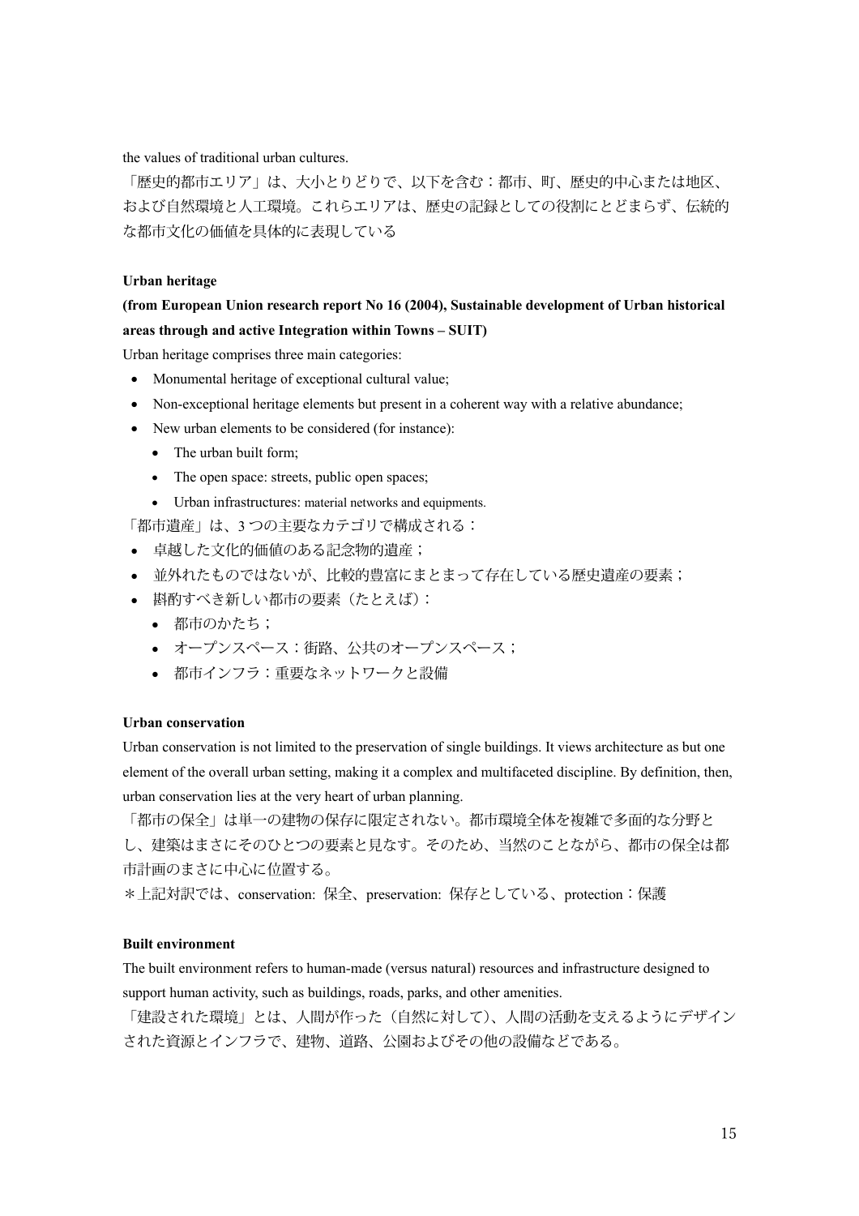the values of traditional urban cultures.

「歴史的都市エリア」は、大小とりどりで、以下を含む：都市、町、歴史的中心または地区、および自然環境と人工環境。これらエリアは、歴史の記録としての役割にとどまらず、伝統的な都市文化の価値を具体的に表現している

**Urban heritage**

**(from European Union research report No 16 (2004), Sustainable development of Urban historical areas through and active Integration within Towns – SUIT)**

Urban heritage comprises three main categories:

- Monumental heritage of exceptional cultural value;
- Non-exceptional heritage elements but present in a coherent way with a relative abundance;
- New urban elements to be considered (for instance):
  - The urban built form;
  - The open space: streets, public open spaces;
  - Urban infrastructures: material networks and equipments.

「都市遺産」は、3 つの主要なカテゴリで構成される：

- 卓越した文化的価値のある記念物的遺産；
- 並外れたものではないが、比較的豊富にまとまって存在している歴史遺産の要素；
- 斟酌すべき新しい都市の要素（たとえば）：
  - 都市のかたち；
  - オープンスペース：街路、公共のオープンスペース；
  - 都市インフラ：重要なネットワークと設備

**Urban conservation**

Urban conservation is not limited to the preservation of single buildings. It views architecture as but one element of the overall urban setting, making it a complex and multifaceted discipline. By definition, then, urban conservation lies at the very heart of urban planning.

「都市の保全」は単一の建物の保存に限定されない。都市環境全体を複雑で多面的な分野とし、建築はまさにそのひとつの要素と見なす。そのため、当然のことながら、都市の保全は都市計画のまさに中心に位置する。

＊上記対訳では、conservation: 保全、preservation: 保存としている、protection：保護

**Built environment**

The built environment refers to human-made (versus natural) resources and infrastructure designed to support human activity, such as buildings, roads, parks, and other amenities.

「建設された環境」とは、人間が作った（自然に対して）、人間の活動を支えるようにデザインされた資源とインフラで、建物、道路、公園およびその他の設備などである。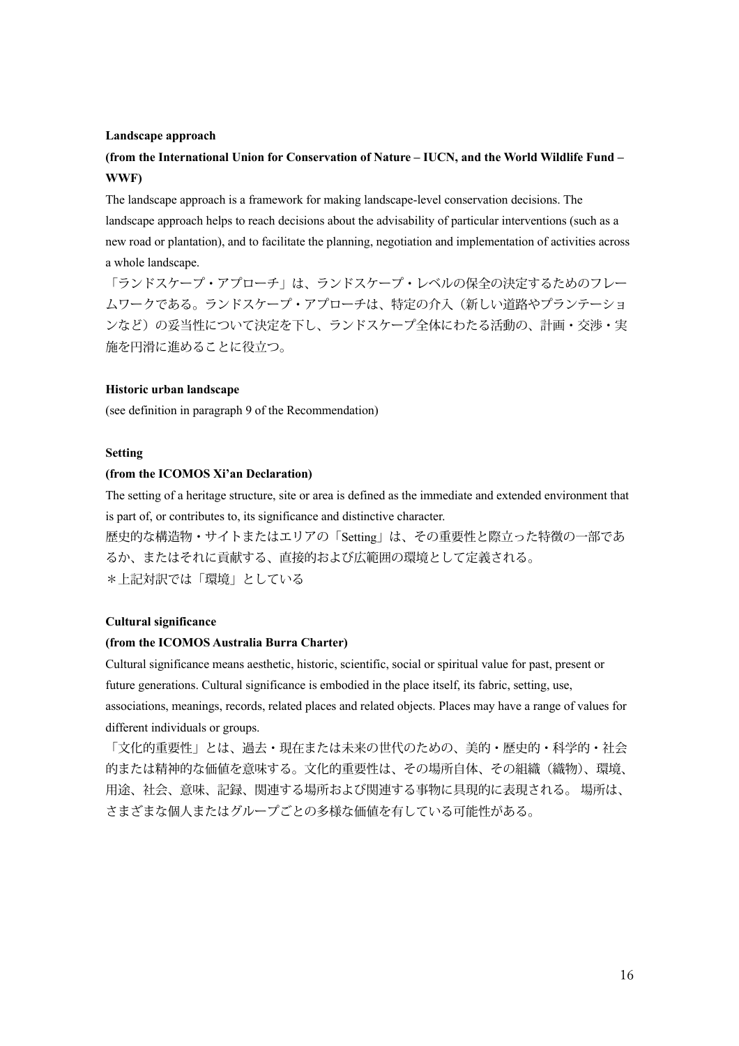**Landscape approach**

**(from the International Union for Conservation of Nature – IUCN, and the World Wildlife Fund – WWF)**

The landscape approach is a framework for making landscape-level conservation decisions. The landscape approach helps to reach decisions about the advisability of particular interventions (such as a new road or plantation), and to facilitate the planning, negotiation and implementation of activities across a whole landscape.

「ランドスケープ・アプローチ」は、ランドスケープ・レベルの保全の決定するためのフレームワークである。ランドスケープ・アプローチは、特定の介入（新しい道路やプランテーションなど）の妥当性について決定を下し、ランドスケープ全体にわたる活動の、計画・交渉・実施を円滑に進めることに役立つ。

**Historic urban landscape**

(see definition in paragraph 9 of the Recommendation)

**Setting**

**(from the ICOMOS Xi'an Declaration)**

The setting of a heritage structure, site or area is defined as the immediate and extended environment that is part of, or contributes to, its significance and distinctive character.

歴史的な構造物・サイトまたはエリアの「Setting」は、その重要性と際立った特徴の一部であるか、またはそれに貢献する、直接的および広範囲の環境として定義される。

＊上記対訳では「環境」としている

**Cultural significance**

**(from the ICOMOS Australia Burra Charter)**

Cultural significance means aesthetic, historic, scientific, social or spiritual value for past, present or future generations. Cultural significance is embodied in the place itself, its fabric, setting, use, associations, meanings, records, related places and related objects. Places may have a range of values for different individuals or groups.

「文化的重要性」とは、過去・現在または未来の世代のための、美的・歴史的・科学的・社会的または精神的な価値を意味する。文化的重要性は、その場所自体、その組織（織物）、環境、用途、社会、意味、記録、関連する場所および関連する事物に具現的に表現される。 場所は、さまざまな個人またはグループごとの多様な価値を有している可能性がある。